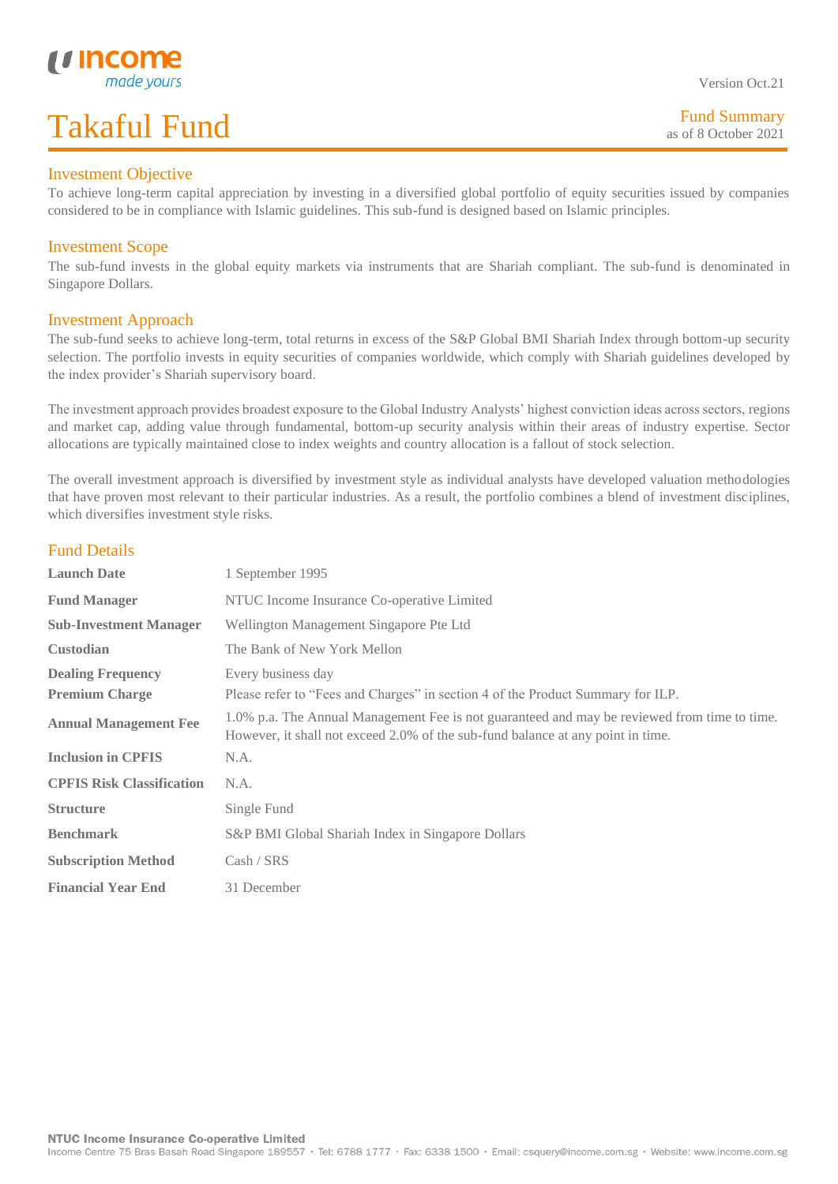Version Oct.21

# Takaful Fund

Fund Summary
as of 8 October 2021

## Investment Objective

To achieve long-term capital appreciation by investing in a diversified global portfolio of equity securities issued by companies considered to be in compliance with Islamic guidelines. This sub-fund is designed based on Islamic principles.

## Investment Scope

The sub-fund invests in the global equity markets via instruments that are Shariah compliant. The sub-fund is denominated in Singapore Dollars.

## Investment Approach

The sub-fund seeks to achieve long-term, total returns in excess of the S&P Global BMI Shariah Index through bottom-up security selection. The portfolio invests in equity securities of companies worldwide, which comply with Shariah guidelines developed by the index provider's Shariah supervisory board.

The investment approach provides broadest exposure to the Global Industry Analysts' highest conviction ideas across sectors, regions and market cap, adding value through fundamental, bottom-up security analysis within their areas of industry expertise. Sector allocations are typically maintained close to index weights and country allocation is a fallout of stock selection.

The overall investment approach is diversified by investment style as individual analysts have developed valuation methodologies that have proven most relevant to their particular industries. As a result, the portfolio combines a blend of investment disciplines, which diversifies investment style risks.

## Fund Details

| | |
|---|---|
| **Launch Date** | 1 September 1995 |
| **Fund Manager** | NTUC Income Insurance Co-operative Limited |
| **Sub-Investment Manager** | Wellington Management Singapore Pte Ltd |
| **Custodian** | The Bank of New York Mellon |
| **Dealing Frequency** | Every business day |
| **Premium Charge** | Please refer to "Fees and Charges" in section 4 of the Product Summary for ILP. |
| **Annual Management Fee** | 1.0% p.a. The Annual Management Fee is not guaranteed and may be reviewed from time to time. However, it shall not exceed 2.0% of the sub-fund balance at any point in time. |
| **Inclusion in CPFIS** | N.A. |
| **CPFIS Risk Classification** | N.A. |
| **Structure** | Single Fund |
| **Benchmark** | S&P BMI Global Shariah Index in Singapore Dollars |
| **Subscription Method** | Cash / SRS |
| **Financial Year End** | 31 December |

**NTUC Income Insurance Co-operative Limited**
Income Centre 75 Bras Basah Road Singapore 189557 · Tel: 6788 1777 · Fax: 6338 1500 · Email: csquery@income.com.sg · Website: www.income.com.sg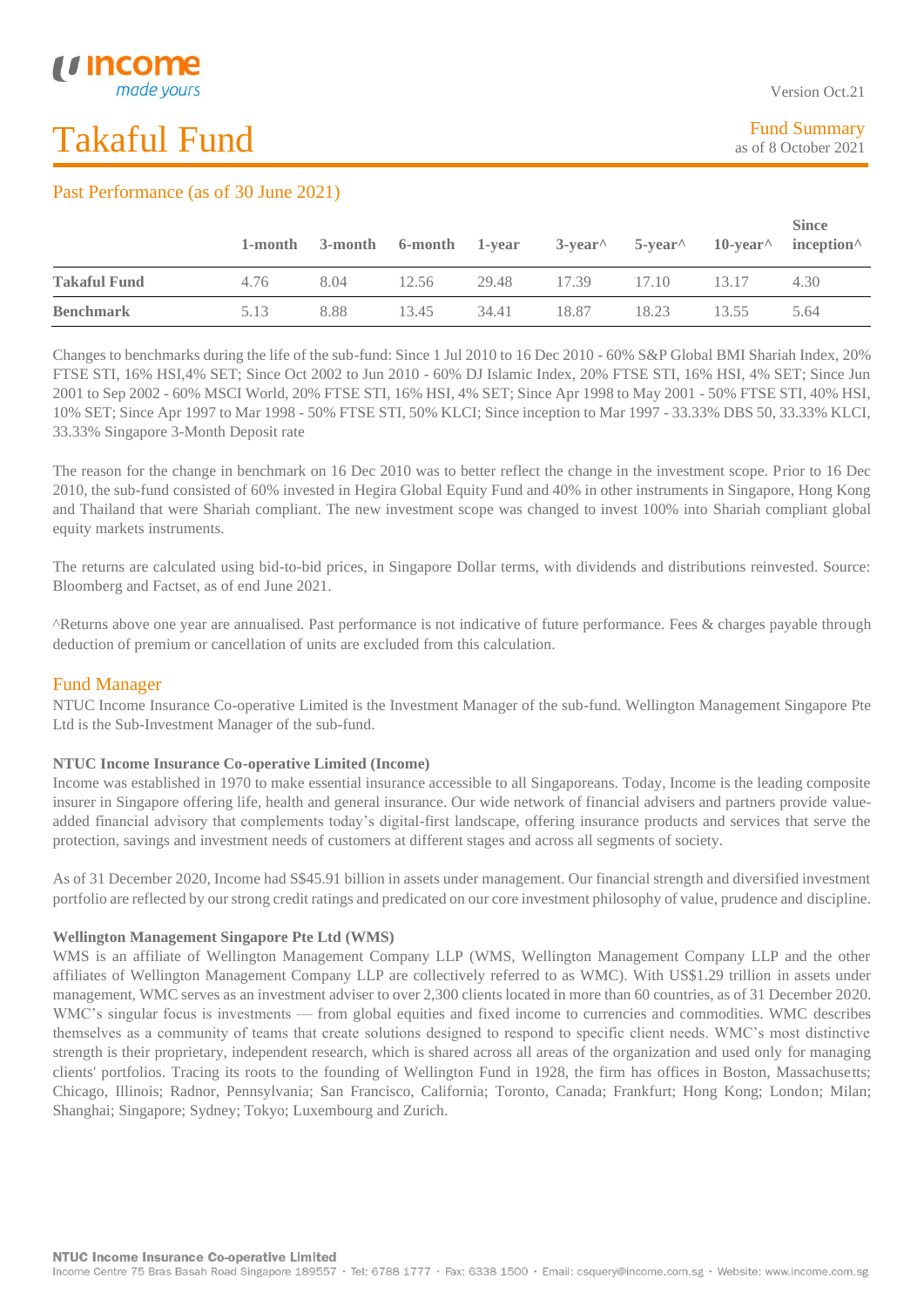# Takaful Fund

Version Oct.21

Fund Summary
as of 8 October 2021

## Past Performance (as of 30 June 2021)

| | 1-month | 3-month | 6-month | 1-year | 3-year^ | 5-year^ | 10-year^ | Since inception^ |
|---|---|---|---|---|---|---|---|---|
| **Takaful Fund** | 4.76 | 8.04 | 12.56 | 29.48 | 17.39 | 17.10 | 13.17 | 4.30 |
| **Benchmark** | 5.13 | 8.88 | 13.45 | 34.41 | 18.87 | 18.23 | 13.55 | 5.64 |

Changes to benchmarks during the life of the sub-fund: Since 1 Jul 2010 to 16 Dec 2010 - 60% S&P Global BMI Shariah Index, 20% FTSE STI, 16% HSI,4% SET; Since Oct 2002 to Jun 2010 - 60% DJ Islamic Index, 20% FTSE STI, 16% HSI, 4% SET; Since Jun 2001 to Sep 2002 - 60% MSCI World, 20% FTSE STI, 16% HSI, 4% SET; Since Apr 1998 to May 2001 - 50% FTSE STI, 40% HSI, 10% SET; Since Apr 1997 to Mar 1998 - 50% FTSE STI, 50% KLCI; Since inception to Mar 1997 - 33.33% DBS 50, 33.33% KLCI, 33.33% Singapore 3-Month Deposit rate

The reason for the change in benchmark on 16 Dec 2010 was to better reflect the change in the investment scope. Prior to 16 Dec 2010, the sub-fund consisted of 60% invested in Hegira Global Equity Fund and 40% in other instruments in Singapore, Hong Kong and Thailand that were Shariah compliant. The new investment scope was changed to invest 100% into Shariah compliant global equity markets instruments.

The returns are calculated using bid-to-bid prices, in Singapore Dollar terms, with dividends and distributions reinvested. Source: Bloomberg and Factset, as of end June 2021.

^Returns above one year are annualised. Past performance is not indicative of future performance. Fees & charges payable through deduction of premium or cancellation of units are excluded from this calculation.

## Fund Manager

NTUC Income Insurance Co-operative Limited is the Investment Manager of the sub-fund. Wellington Management Singapore Pte Ltd is the Sub-Investment Manager of the sub-fund.

**NTUC Income Insurance Co-operative Limited (Income)**

Income was established in 1970 to make essential insurance accessible to all Singaporeans. Today, Income is the leading composite insurer in Singapore offering life, health and general insurance. Our wide network of financial advisers and partners provide value-added financial advisory that complements today's digital-first landscape, offering insurance products and services that serve the protection, savings and investment needs of customers at different stages and across all segments of society.

As of 31 December 2020, Income had S$45.91 billion in assets under management. Our financial strength and diversified investment portfolio are reflected by our strong credit ratings and predicated on our core investment philosophy of value, prudence and discipline.

**Wellington Management Singapore Pte Ltd (WMS)**

WMS is an affiliate of Wellington Management Company LLP (WMS, Wellington Management Company LLP and the other affiliates of Wellington Management Company LLP are collectively referred to as WMC). With US$1.29 trillion in assets under management, WMC serves as an investment adviser to over 2,300 clients located in more than 60 countries, as of 31 December 2020. WMC's singular focus is investments — from global equities and fixed income to currencies and commodities. WMC describes themselves as a community of teams that create solutions designed to respond to specific client needs. WMC's most distinctive strength is their proprietary, independent research, which is shared across all areas of the organization and used only for managing clients' portfolios. Tracing its roots to the founding of Wellington Fund in 1928, the firm has offices in Boston, Massachusetts; Chicago, Illinois; Radnor, Pennsylvania; San Francisco, California; Toronto, Canada; Frankfurt; Hong Kong; London; Milan; Shanghai; Singapore; Sydney; Tokyo; Luxembourg and Zurich.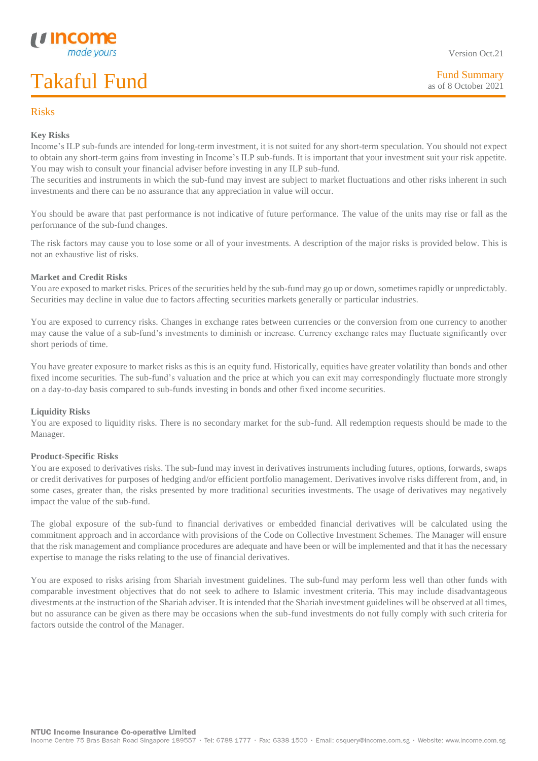## Risks

### Key Risks

Income's ILP sub-funds are intended for long-term investment, it is not suited for any short-term speculation. You should not expect to obtain any short-term gains from investing in Income's ILP sub-funds. It is important that your investment suit your risk appetite. You may wish to consult your financial adviser before investing in any ILP sub-fund.
The securities and instruments in which the sub-fund may invest are subject to market fluctuations and other risks inherent in such investments and there can be no assurance that any appreciation in value will occur.

You should be aware that past performance is not indicative of future performance. The value of the units may rise or fall as the performance of the sub-fund changes.

The risk factors may cause you to lose some or all of your investments. A description of the major risks is provided below. This is not an exhaustive list of risks.

### Market and Credit Risks

You are exposed to market risks. Prices of the securities held by the sub-fund may go up or down, sometimes rapidly or unpredictably. Securities may decline in value due to factors affecting securities markets generally or particular industries.

You are exposed to currency risks. Changes in exchange rates between currencies or the conversion from one currency to another may cause the value of a sub-fund's investments to diminish or increase. Currency exchange rates may fluctuate significantly over short periods of time.

You have greater exposure to market risks as this is an equity fund. Historically, equities have greater volatility than bonds and other fixed income securities. The sub-fund's valuation and the price at which you can exit may correspondingly fluctuate more strongly on a day-to-day basis compared to sub-funds investing in bonds and other fixed income securities.

### Liquidity Risks

You are exposed to liquidity risks. There is no secondary market for the sub-fund. All redemption requests should be made to the Manager.

### Product-Specific Risks

You are exposed to derivatives risks. The sub-fund may invest in derivatives instruments including futures, options, forwards, swaps or credit derivatives for purposes of hedging and/or efficient portfolio management. Derivatives involve risks different from, and, in some cases, greater than, the risks presented by more traditional securities investments. The usage of derivatives may negatively impact the value of the sub-fund.

The global exposure of the sub-fund to financial derivatives or embedded financial derivatives will be calculated using the commitment approach and in accordance with provisions of the Code on Collective Investment Schemes. The Manager will ensure that the risk management and compliance procedures are adequate and have been or will be implemented and that it has the necessary expertise to manage the risks relating to the use of financial derivatives.

You are exposed to risks arising from Shariah investment guidelines. The sub-fund may perform less well than other funds with comparable investment objectives that do not seek to adhere to Islamic investment criteria. This may include disadvantageous divestments at the instruction of the Shariah adviser. It is intended that the Shariah investment guidelines will be observed at all times, but no assurance can be given as there may be occasions when the sub-fund investments do not fully comply with such criteria for factors outside the control of the Manager.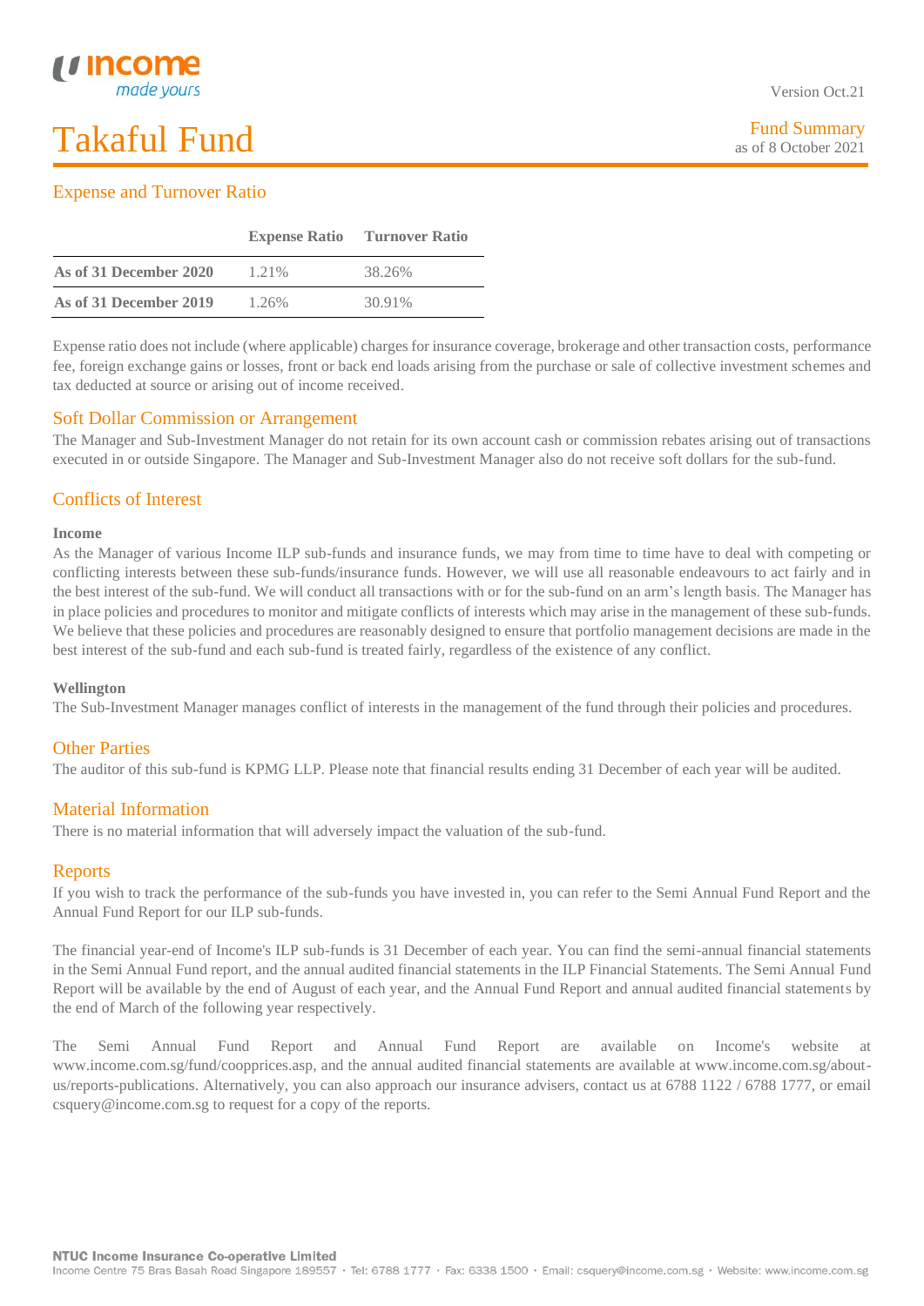# Takaful Fund

Fund Summary
as of 8 October 2021

## Expense and Turnover Ratio

| | Expense Ratio | Turnover Ratio |
|---|---|---|
| **As of 31 December 2020** | 1.21% | 38.26% |
| **As of 31 December 2019** | 1.26% | 30.91% |

Expense ratio does not include (where applicable) charges for insurance coverage, brokerage and other transaction costs, performance fee, foreign exchange gains or losses, front or back end loads arising from the purchase or sale of collective investment schemes and tax deducted at source or arising out of income received.

## Soft Dollar Commission or Arrangement

The Manager and Sub-Investment Manager do not retain for its own account cash or commission rebates arising out of transactions executed in or outside Singapore. The Manager and Sub-Investment Manager also do not receive soft dollars for the sub-fund.

## Conflicts of Interest

**Income**

As the Manager of various Income ILP sub-funds and insurance funds, we may from time to time have to deal with competing or conflicting interests between these sub-funds/insurance funds. However, we will use all reasonable endeavours to act fairly and in the best interest of the sub-fund. We will conduct all transactions with or for the sub-fund on an arm's length basis. The Manager has in place policies and procedures to monitor and mitigate conflicts of interests which may arise in the management of these sub-funds. We believe that these policies and procedures are reasonably designed to ensure that portfolio management decisions are made in the best interest of the sub-fund and each sub-fund is treated fairly, regardless of the existence of any conflict.

**Wellington**

The Sub-Investment Manager manages conflict of interests in the management of the fund through their policies and procedures.

## Other Parties

The auditor of this sub-fund is KPMG LLP. Please note that financial results ending 31 December of each year will be audited.

## Material Information

There is no material information that will adversely impact the valuation of the sub-fund.

## Reports

If you wish to track the performance of the sub-funds you have invested in, you can refer to the Semi Annual Fund Report and the Annual Fund Report for our ILP sub-funds.

The financial year-end of Income's ILP sub-funds is 31 December of each year. You can find the semi-annual financial statements in the Semi Annual Fund report, and the annual audited financial statements in the ILP Financial Statements. The Semi Annual Fund Report will be available by the end of August of each year, and the Annual Fund Report and annual audited financial statements by the end of March of the following year respectively.

The Semi Annual Fund Report and Annual Fund Report are available on Income's website at www.income.com.sg/fund/coopprices.asp, and the annual audited financial statements are available at www.income.com.sg/about-us/reports-publications. Alternatively, you can also approach our insurance advisers, contact us at 6788 1122 / 6788 1777, or email csquery@income.com.sg to request for a copy of the reports.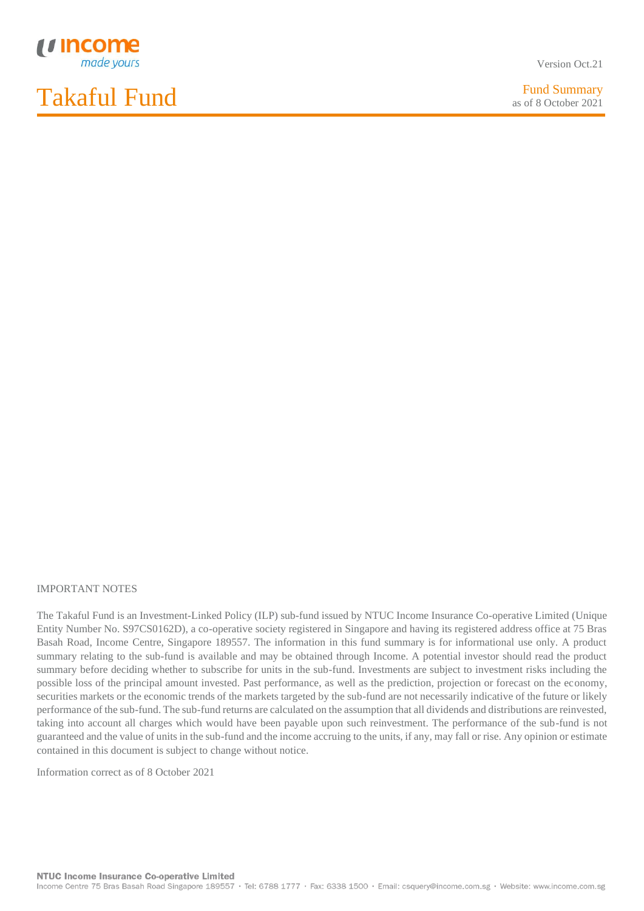# Takaful Fund

Version Oct.21

Fund Summary
as of 8 October 2021

IMPORTANT NOTES

The Takaful Fund is an Investment-Linked Policy (ILP) sub-fund issued by NTUC Income Insurance Co-operative Limited (Unique Entity Number No. S97CS0162D), a co-operative society registered in Singapore and having its registered address office at 75 Bras Basah Road, Income Centre, Singapore 189557. The information in this fund summary is for informational use only. A product summary relating to the sub-fund is available and may be obtained through Income. A potential investor should read the product summary before deciding whether to subscribe for units in the sub-fund. Investments are subject to investment risks including the possible loss of the principal amount invested. Past performance, as well as the prediction, projection or forecast on the economy, securities markets or the economic trends of the markets targeted by the sub-fund are not necessarily indicative of the future or likely performance of the sub-fund. The sub-fund returns are calculated on the assumption that all dividends and distributions are reinvested, taking into account all charges which would have been payable upon such reinvestment. The performance of the sub-fund is not guaranteed and the value of units in the sub-fund and the income accruing to the units, if any, may fall or rise. Any opinion or estimate contained in this document is subject to change without notice.

Information correct as of 8 October 2021